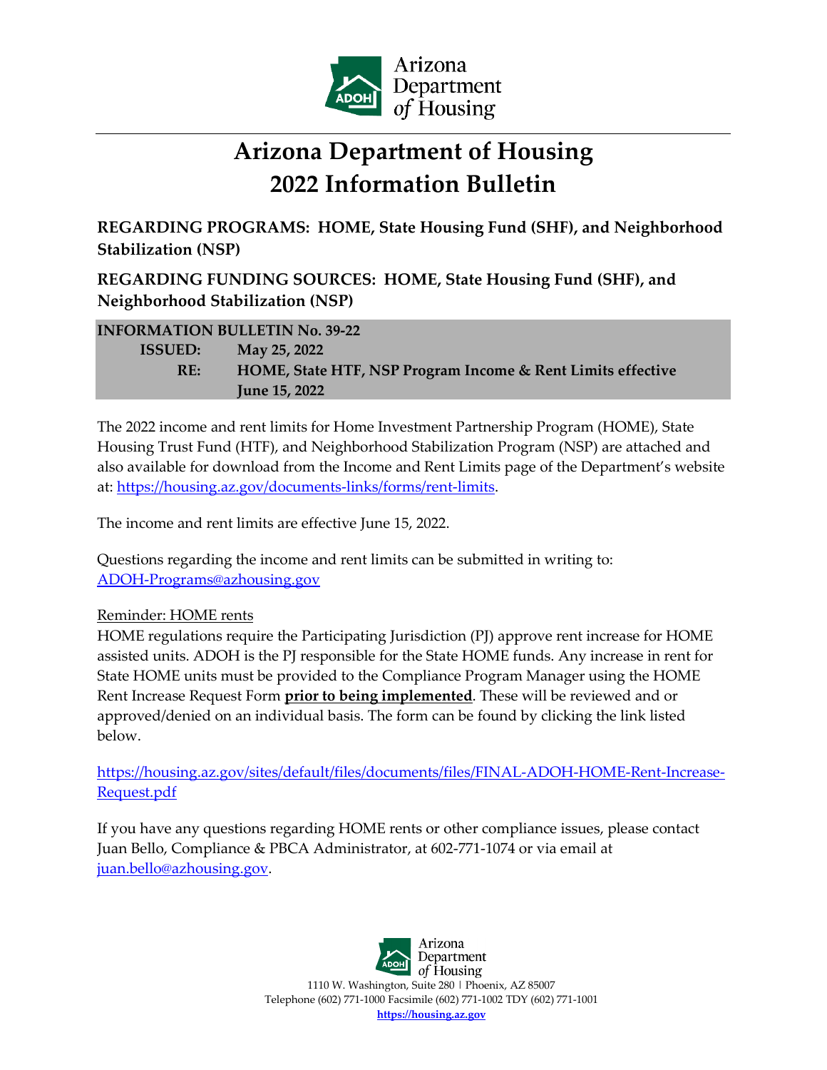# Arizona Department of Housing
# 2022 Information Bulletin

**REGARDING PROGRAMS: HOME, State Housing Fund (SHF), and Neighborhood Stabilization (NSP)**

**REGARDING FUNDING SOURCES: HOME, State Housing Fund (SHF), and Neighborhood Stabilization (NSP)**

**INFORMATION BULLETIN No. 39-22**

**ISSUED:** **May 25, 2022**

**RE:** **HOME, State HTF, NSP Program Income & Rent Limits effective June 15, 2022**

The 2022 income and rent limits for Home Investment Partnership Program (HOME), State Housing Trust Fund (HTF), and Neighborhood Stabilization Program (NSP) are attached and also available for download from the Income and Rent Limits page of the Department's website at: https://housing.az.gov/documents-links/forms/rent-limits.

The income and rent limits are effective June 15, 2022.

Questions regarding the income and rent limits can be submitted in writing to: ADOH-Programs@azhousing.gov

Reminder: HOME rents

HOME regulations require the Participating Jurisdiction (PJ) approve rent increase for HOME assisted units. ADOH is the PJ responsible for the State HOME funds. Any increase in rent for State HOME units must be provided to the Compliance Program Manager using the HOME Rent Increase Request Form **prior to being implemented**. These will be reviewed and or approved/denied on an individual basis. The form can be found by clicking the link listed below.

https://housing.az.gov/sites/default/files/documents/files/FINAL-ADOH-HOME-Rent-Increase-Request.pdf

If you have any questions regarding HOME rents or other compliance issues, please contact Juan Bello, Compliance & PBCA Administrator, at 602-771-1074 or via email at juan.bello@azhousing.gov.

Arizona Department of Housing
1110 W. Washington, Suite 280 | Phoenix, AZ 85007
Telephone (602) 771-1000 Facsimile (602) 771-1002 TDY (602) 771-1001
**https://housing.az.gov**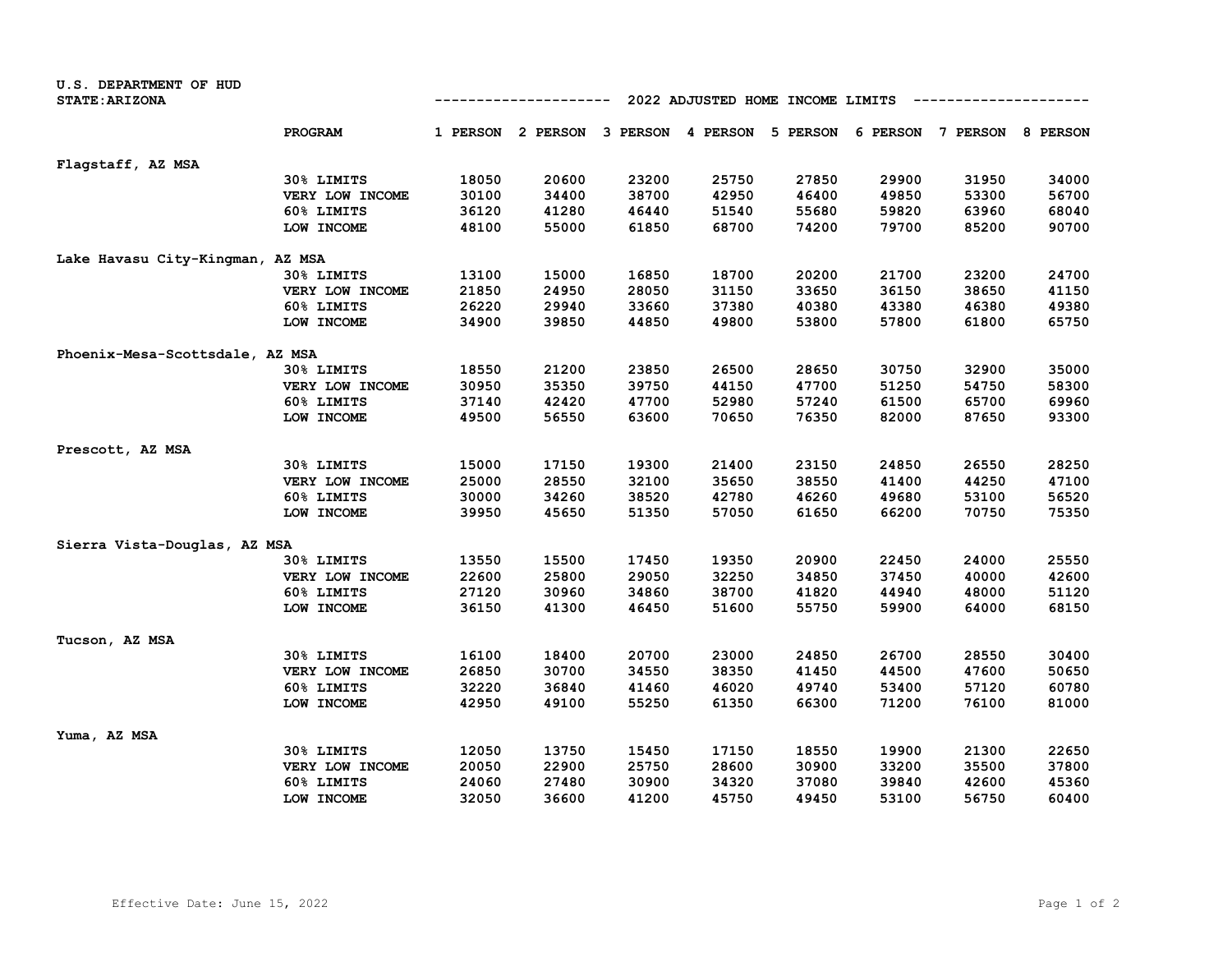U.S. DEPARTMENT OF HUD
STATE: ARIZONA

## 2022 ADJUSTED HOME INCOME LIMITS

| | PROGRAM | 1 PERSON | 2 PERSON | 3 PERSON | 4 PERSON | 5 PERSON | 6 PERSON | 7 PERSON | 8 PERSON |
|---|---|---|---|---|---|---|---|---|---|
| **Flagstaff, AZ MSA** | | | | | | | | | |
| | 30% LIMITS | 18050 | 20600 | 23200 | 25750 | 27850 | 29900 | 31950 | 34000 |
| | VERY LOW INCOME | 30100 | 34400 | 38700 | 42950 | 46400 | 49850 | 53300 | 56700 |
| | 60% LIMITS | 36120 | 41280 | 46440 | 51540 | 55680 | 59820 | 63960 | 68040 |
| | LOW INCOME | 48100 | 55000 | 61850 | 68700 | 74200 | 79700 | 85200 | 90700 |
| **Lake Havasu City-Kingman, AZ MSA** | | | | | | | | | |
| | 30% LIMITS | 13100 | 15000 | 16850 | 18700 | 20200 | 21700 | 23200 | 24700 |
| | VERY LOW INCOME | 21850 | 24950 | 28050 | 31150 | 33650 | 36150 | 38650 | 41150 |
| | 60% LIMITS | 26220 | 29940 | 33660 | 37380 | 40380 | 43380 | 46380 | 49380 |
| | LOW INCOME | 34900 | 39850 | 44850 | 49800 | 53800 | 57800 | 61800 | 65750 |
| **Phoenix-Mesa-Scottsdale, AZ MSA** | | | | | | | | | |
| | 30% LIMITS | 18550 | 21200 | 23850 | 26500 | 28650 | 30750 | 32900 | 35000 |
| | VERY LOW INCOME | 30950 | 35350 | 39750 | 44150 | 47700 | 51250 | 54750 | 58300 |
| | 60% LIMITS | 37140 | 42420 | 47700 | 52980 | 57240 | 61500 | 65700 | 69960 |
| | LOW INCOME | 49500 | 56550 | 63600 | 70650 | 76350 | 82000 | 87650 | 93300 |
| **Prescott, AZ MSA** | | | | | | | | | |
| | 30% LIMITS | 15000 | 17150 | 19300 | 21400 | 23150 | 24850 | 26550 | 28250 |
| | VERY LOW INCOME | 25000 | 28550 | 32100 | 35650 | 38550 | 41400 | 44250 | 47100 |
| | 60% LIMITS | 30000 | 34260 | 38520 | 42780 | 46260 | 49680 | 53100 | 56520 |
| | LOW INCOME | 39950 | 45650 | 51350 | 57050 | 61650 | 66200 | 70750 | 75350 |
| **Sierra Vista-Douglas, AZ MSA** | | | | | | | | | |
| | 30% LIMITS | 13550 | 15500 | 17450 | 19350 | 20900 | 22450 | 24000 | 25550 |
| | VERY LOW INCOME | 22600 | 25800 | 29050 | 32250 | 34850 | 37450 | 40000 | 42600 |
| | 60% LIMITS | 27120 | 30960 | 34860 | 38700 | 41820 | 44940 | 48000 | 51120 |
| | LOW INCOME | 36150 | 41300 | 46450 | 51600 | 55750 | 59900 | 64000 | 68150 |
| **Tucson, AZ MSA** | | | | | | | | | |
| | 30% LIMITS | 16100 | 18400 | 20700 | 23000 | 24850 | 26700 | 28550 | 30400 |
| | VERY LOW INCOME | 26850 | 30700 | 34550 | 38350 | 41450 | 44500 | 47600 | 50650 |
| | 60% LIMITS | 32220 | 36840 | 41460 | 46020 | 49740 | 53400 | 57120 | 60780 |
| | LOW INCOME | 42950 | 49100 | 55250 | 61350 | 66300 | 71200 | 76100 | 81000 |
| **Yuma, AZ MSA** | | | | | | | | | |
| | 30% LIMITS | 12050 | 13750 | 15450 | 17150 | 18550 | 19900 | 21300 | 22650 |
| | VERY LOW INCOME | 20050 | 22900 | 25750 | 28600 | 30900 | 33200 | 35500 | 37800 |
| | 60% LIMITS | 24060 | 27480 | 30900 | 34320 | 37080 | 39840 | 42600 | 45360 |
| | LOW INCOME | 32050 | 36600 | 41200 | 45750 | 49450 | 53100 | 56750 | 60400 |

Effective Date: June 15, 2022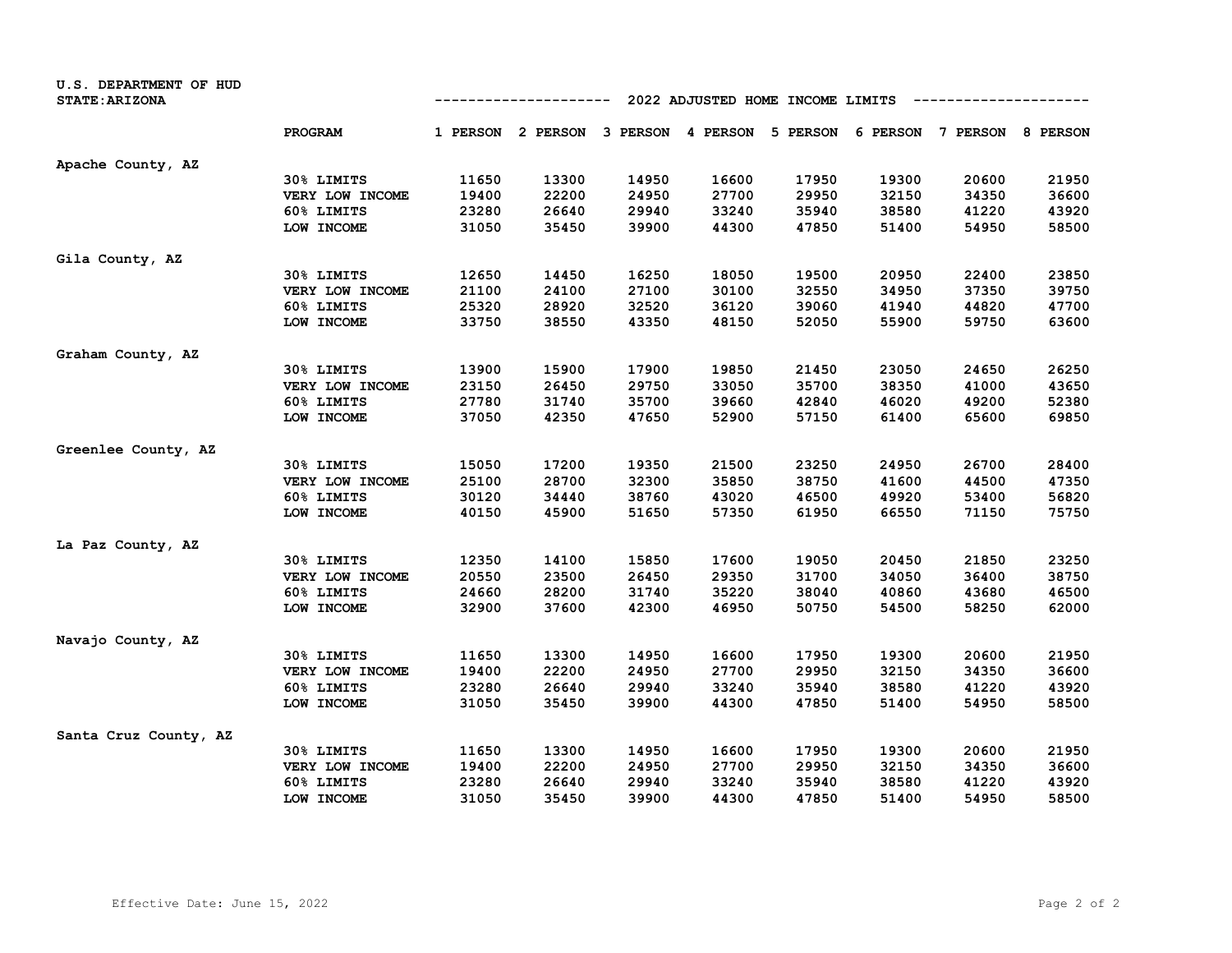U.S. DEPARTMENT OF HUD
STATE: ARIZONA

## 2022 ADJUSTED HOME INCOME LIMITS

| | PROGRAM | 1 PERSON | 2 PERSON | 3 PERSON | 4 PERSON | 5 PERSON | 6 PERSON | 7 PERSON | 8 PERSON |
|---|---|---|---|---|---|---|---|---|---|
| **Apache County, AZ** | | | | | | | | | |
| | 30% LIMITS | 11650 | 13300 | 14950 | 16600 | 17950 | 19300 | 20600 | 21950 |
| | VERY LOW INCOME | 19400 | 22200 | 24950 | 27700 | 29950 | 32150 | 34350 | 36600 |
| | 60% LIMITS | 23280 | 26640 | 29940 | 33240 | 35940 | 38580 | 41220 | 43920 |
| | LOW INCOME | 31050 | 35450 | 39900 | 44300 | 47850 | 51400 | 54950 | 58500 |
| **Gila County, AZ** | | | | | | | | | |
| | 30% LIMITS | 12650 | 14450 | 16250 | 18050 | 19500 | 20950 | 22400 | 23850 |
| | VERY LOW INCOME | 21100 | 24100 | 27100 | 30100 | 32550 | 34950 | 37350 | 39750 |
| | 60% LIMITS | 25320 | 28920 | 32520 | 36120 | 39060 | 41940 | 44820 | 47700 |
| | LOW INCOME | 33750 | 38550 | 43350 | 48150 | 52050 | 55900 | 59750 | 63600 |
| **Graham County, AZ** | | | | | | | | | |
| | 30% LIMITS | 13900 | 15900 | 17900 | 19850 | 21450 | 23050 | 24650 | 26250 |
| | VERY LOW INCOME | 23150 | 26450 | 29750 | 33050 | 35700 | 38350 | 41000 | 43650 |
| | 60% LIMITS | 27780 | 31740 | 35700 | 39660 | 42840 | 46020 | 49200 | 52380 |
| | LOW INCOME | 37050 | 42350 | 47650 | 52900 | 57150 | 61400 | 65600 | 69850 |
| **Greenlee County, AZ** | | | | | | | | | |
| | 30% LIMITS | 15050 | 17200 | 19350 | 21500 | 23250 | 24950 | 26700 | 28400 |
| | VERY LOW INCOME | 25100 | 28700 | 32300 | 35850 | 38750 | 41600 | 44500 | 47350 |
| | 60% LIMITS | 30120 | 34440 | 38760 | 43020 | 46500 | 49920 | 53400 | 56820 |
| | LOW INCOME | 40150 | 45900 | 51650 | 57350 | 61950 | 66550 | 71150 | 75750 |
| **La Paz County, AZ** | | | | | | | | | |
| | 30% LIMITS | 12350 | 14100 | 15850 | 17600 | 19050 | 20450 | 21850 | 23250 |
| | VERY LOW INCOME | 20550 | 23500 | 26450 | 29350 | 31700 | 34050 | 36400 | 38750 |
| | 60% LIMITS | 24660 | 28200 | 31740 | 35220 | 38040 | 40860 | 43680 | 46500 |
| | LOW INCOME | 32900 | 37600 | 42300 | 46950 | 50750 | 54500 | 58250 | 62000 |
| **Navajo County, AZ** | | | | | | | | | |
| | 30% LIMITS | 11650 | 13300 | 14950 | 16600 | 17950 | 19300 | 20600 | 21950 |
| | VERY LOW INCOME | 19400 | 22200 | 24950 | 27700 | 29950 | 32150 | 34350 | 36600 |
| | 60% LIMITS | 23280 | 26640 | 29940 | 33240 | 35940 | 38580 | 41220 | 43920 |
| | LOW INCOME | 31050 | 35450 | 39900 | 44300 | 47850 | 51400 | 54950 | 58500 |
| **Santa Cruz County, AZ** | | | | | | | | | |
| | 30% LIMITS | 11650 | 13300 | 14950 | 16600 | 17950 | 19300 | 20600 | 21950 |
| | VERY LOW INCOME | 19400 | 22200 | 24950 | 27700 | 29950 | 32150 | 34350 | 36600 |
| | 60% LIMITS | 23280 | 26640 | 29940 | 33240 | 35940 | 38580 | 41220 | 43920 |
| | LOW INCOME | 31050 | 35450 | 39900 | 44300 | 47850 | 51400 | 54950 | 58500 |

Effective Date: June 15, 2022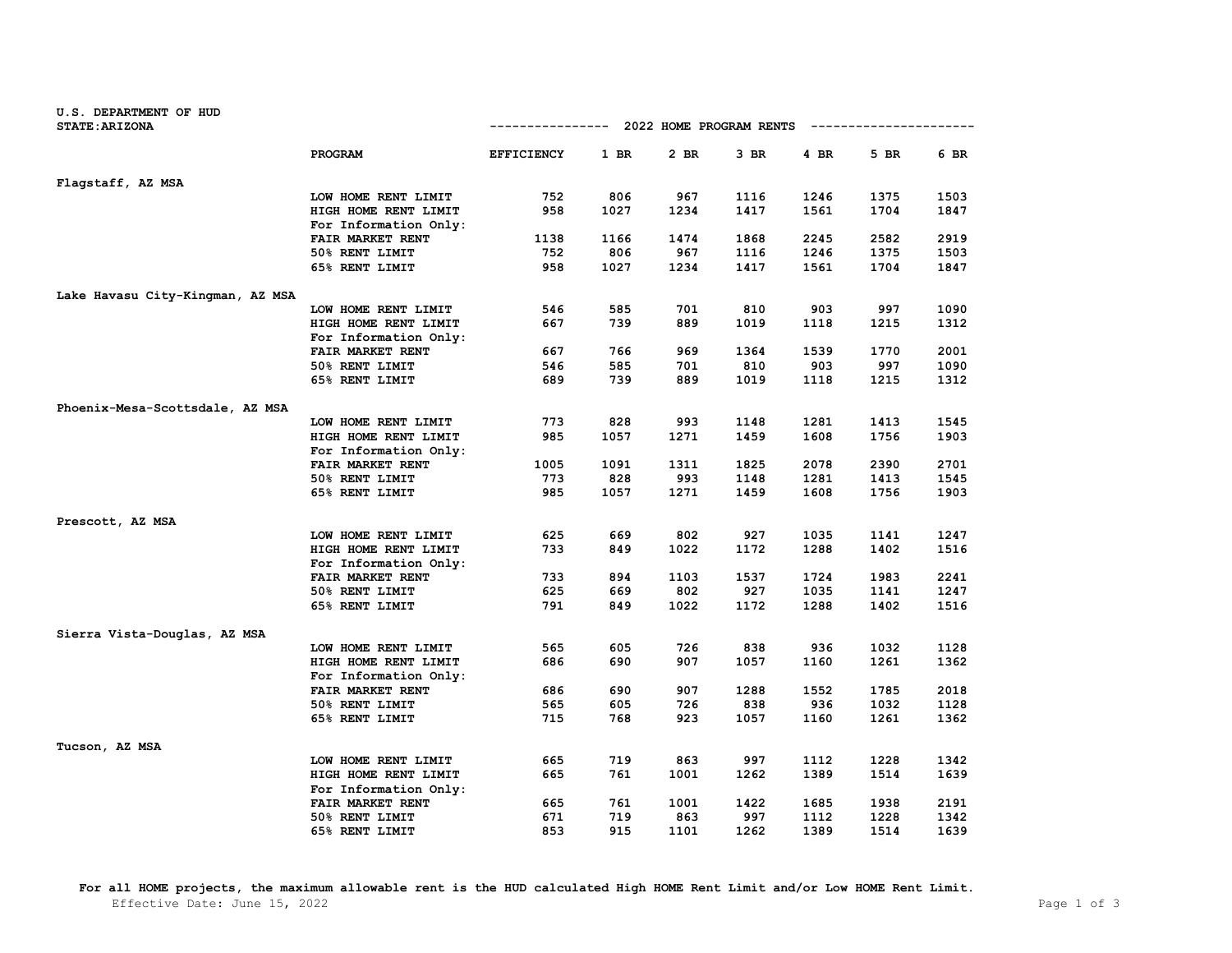U.S. DEPARTMENT OF HUD
STATE:ARIZONA

## 2022 HOME PROGRAM RENTS

| | PROGRAM | EFFICIENCY | 1 BR | 2 BR | 3 BR | 4 BR | 5 BR | 6 BR |
|---|---|---|---|---|---|---|---|---|
| **Flagstaff, AZ MSA** | | | | | | | | |
| | LOW HOME RENT LIMIT | 752 | 806 | 967 | 1116 | 1246 | 1375 | 1503 |
| | HIGH HOME RENT LIMIT | 958 | 1027 | 1234 | 1417 | 1561 | 1704 | 1847 |
| | For Information Only: | | | | | | | |
| | FAIR MARKET RENT | 1138 | 1166 | 1474 | 1868 | 2245 | 2582 | 2919 |
| | 50% RENT LIMIT | 752 | 806 | 967 | 1116 | 1246 | 1375 | 1503 |
| | 65% RENT LIMIT | 958 | 1027 | 1234 | 1417 | 1561 | 1704 | 1847 |
| **Lake Havasu City-Kingman, AZ MSA** | | | | | | | | |
| | LOW HOME RENT LIMIT | 546 | 585 | 701 | 810 | 903 | 997 | 1090 |
| | HIGH HOME RENT LIMIT | 667 | 739 | 889 | 1019 | 1118 | 1215 | 1312 |
| | For Information Only: | | | | | | | |
| | FAIR MARKET RENT | 667 | 766 | 969 | 1364 | 1539 | 1770 | 2001 |
| | 50% RENT LIMIT | 546 | 585 | 701 | 810 | 903 | 997 | 1090 |
| | 65% RENT LIMIT | 689 | 739 | 889 | 1019 | 1118 | 1215 | 1312 |
| **Phoenix-Mesa-Scottsdale, AZ MSA** | | | | | | | | |
| | LOW HOME RENT LIMIT | 773 | 828 | 993 | 1148 | 1281 | 1413 | 1545 |
| | HIGH HOME RENT LIMIT | 985 | 1057 | 1271 | 1459 | 1608 | 1756 | 1903 |
| | For Information Only: | | | | | | | |
| | FAIR MARKET RENT | 1005 | 1091 | 1311 | 1825 | 2078 | 2390 | 2701 |
| | 50% RENT LIMIT | 773 | 828 | 993 | 1148 | 1281 | 1413 | 1545 |
| | 65% RENT LIMIT | 985 | 1057 | 1271 | 1459 | 1608 | 1756 | 1903 |
| **Prescott, AZ MSA** | | | | | | | | |
| | LOW HOME RENT LIMIT | 625 | 669 | 802 | 927 | 1035 | 1141 | 1247 |
| | HIGH HOME RENT LIMIT | 733 | 849 | 1022 | 1172 | 1288 | 1402 | 1516 |
| | For Information Only: | | | | | | | |
| | FAIR MARKET RENT | 733 | 894 | 1103 | 1537 | 1724 | 1983 | 2241 |
| | 50% RENT LIMIT | 625 | 669 | 802 | 927 | 1035 | 1141 | 1247 |
| | 65% RENT LIMIT | 791 | 849 | 1022 | 1172 | 1288 | 1402 | 1516 |
| **Sierra Vista-Douglas, AZ MSA** | | | | | | | | |
| | LOW HOME RENT LIMIT | 565 | 605 | 726 | 838 | 936 | 1032 | 1128 |
| | HIGH HOME RENT LIMIT | 686 | 690 | 907 | 1057 | 1160 | 1261 | 1362 |
| | For Information Only: | | | | | | | |
| | FAIR MARKET RENT | 686 | 690 | 907 | 1288 | 1552 | 1785 | 2018 |
| | 50% RENT LIMIT | 565 | 605 | 726 | 838 | 936 | 1032 | 1128 |
| | 65% RENT LIMIT | 715 | 768 | 923 | 1057 | 1160 | 1261 | 1362 |
| **Tucson, AZ MSA** | | | | | | | | |
| | LOW HOME RENT LIMIT | 665 | 719 | 863 | 997 | 1112 | 1228 | 1342 |
| | HIGH HOME RENT LIMIT | 665 | 761 | 1001 | 1262 | 1389 | 1514 | 1639 |
| | For Information Only: | | | | | | | |
| | FAIR MARKET RENT | 665 | 761 | 1001 | 1422 | 1685 | 1938 | 2191 |
| | 50% RENT LIMIT | 671 | 719 | 863 | 997 | 1112 | 1228 | 1342 |
| | 65% RENT LIMIT | 853 | 915 | 1101 | 1262 | 1389 | 1514 | 1639 |

**For all HOME projects, the maximum allowable rent is the HUD calculated High HOME Rent Limit and/or Low HOME Rent Limit.**

Effective Date: June 15, 2022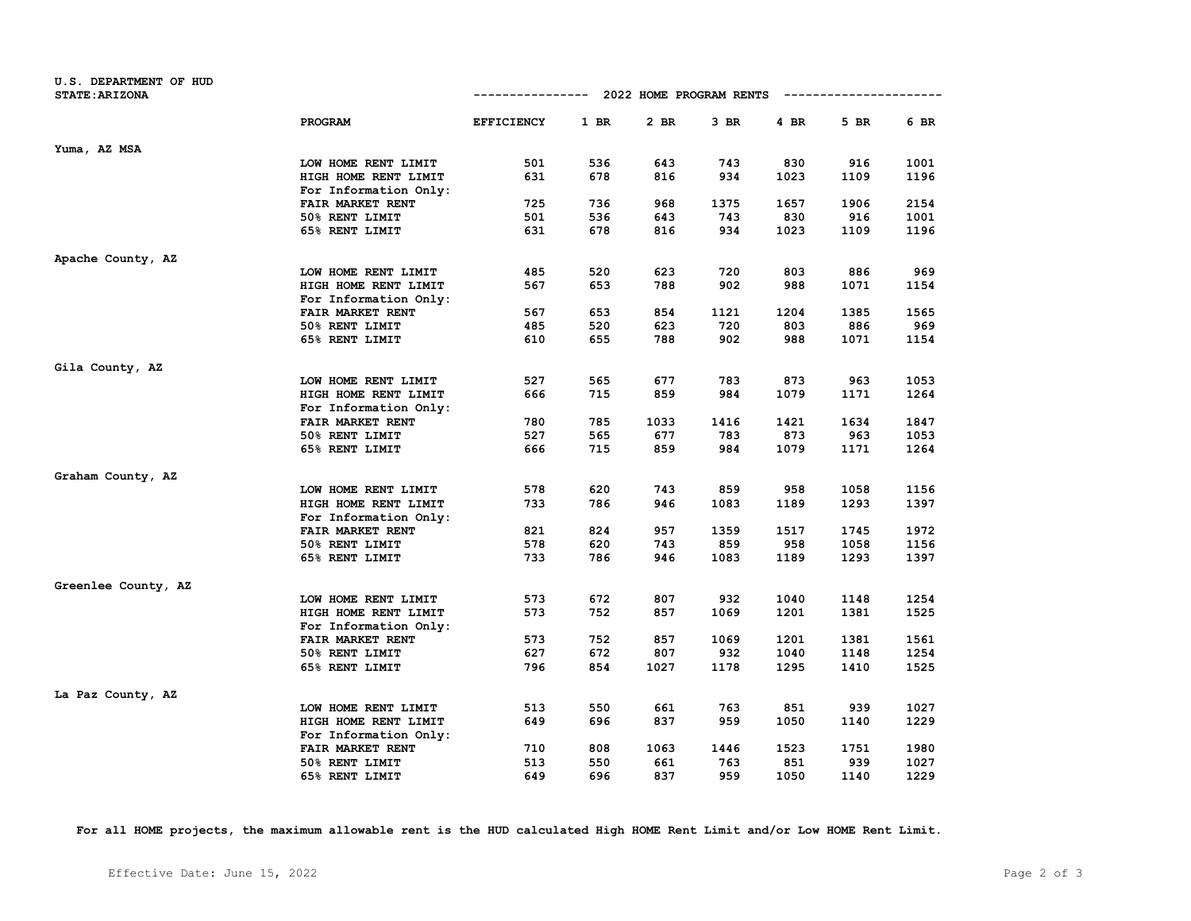U.S. DEPARTMENT OF HUD
STATE:ARIZONA

## 2022 HOME PROGRAM RENTS

| | PROGRAM | EFFICIENCY | 1 BR | 2 BR | 3 BR | 4 BR | 5 BR | 6 BR |
|---|---|---|---|---|---|---|---|---|
| **Yuma, AZ MSA** | | | | | | | | |
| | LOW HOME RENT LIMIT | 501 | 536 | 643 | 743 | 830 | 916 | 1001 |
| | HIGH HOME RENT LIMIT | 631 | 678 | 816 | 934 | 1023 | 1109 | 1196 |
| | For Information Only: | | | | | | | |
| | FAIR MARKET RENT | 725 | 736 | 968 | 1375 | 1657 | 1906 | 2154 |
| | 50% RENT LIMIT | 501 | 536 | 643 | 743 | 830 | 916 | 1001 |
| | 65% RENT LIMIT | 631 | 678 | 816 | 934 | 1023 | 1109 | 1196 |
| **Apache County, AZ** | | | | | | | | |
| | LOW HOME RENT LIMIT | 485 | 520 | 623 | 720 | 803 | 886 | 969 |
| | HIGH HOME RENT LIMIT | 567 | 653 | 788 | 902 | 988 | 1071 | 1154 |
| | For Information Only: | | | | | | | |
| | FAIR MARKET RENT | 567 | 653 | 854 | 1121 | 1204 | 1385 | 1565 |
| | 50% RENT LIMIT | 485 | 520 | 623 | 720 | 803 | 886 | 969 |
| | 65% RENT LIMIT | 610 | 655 | 788 | 902 | 988 | 1071 | 1154 |
| **Gila County, AZ** | | | | | | | | |
| | LOW HOME RENT LIMIT | 527 | 565 | 677 | 783 | 873 | 963 | 1053 |
| | HIGH HOME RENT LIMIT | 666 | 715 | 859 | 984 | 1079 | 1171 | 1264 |
| | For Information Only: | | | | | | | |
| | FAIR MARKET RENT | 780 | 785 | 1033 | 1416 | 1421 | 1634 | 1847 |
| | 50% RENT LIMIT | 527 | 565 | 677 | 783 | 873 | 963 | 1053 |
| | 65% RENT LIMIT | 666 | 715 | 859 | 984 | 1079 | 1171 | 1264 |
| **Graham County, AZ** | | | | | | | | |
| | LOW HOME RENT LIMIT | 578 | 620 | 743 | 859 | 958 | 1058 | 1156 |
| | HIGH HOME RENT LIMIT | 733 | 786 | 946 | 1083 | 1189 | 1293 | 1397 |
| | For Information Only: | | | | | | | |
| | FAIR MARKET RENT | 821 | 824 | 957 | 1359 | 1517 | 1745 | 1972 |
| | 50% RENT LIMIT | 578 | 620 | 743 | 859 | 958 | 1058 | 1156 |
| | 65% RENT LIMIT | 733 | 786 | 946 | 1083 | 1189 | 1293 | 1397 |
| **Greenlee County, AZ** | | | | | | | | |
| | LOW HOME RENT LIMIT | 573 | 672 | 807 | 932 | 1040 | 1148 | 1254 |
| | HIGH HOME RENT LIMIT | 573 | 752 | 857 | 1069 | 1201 | 1381 | 1525 |
| | For Information Only: | | | | | | | |
| | FAIR MARKET RENT | 573 | 752 | 857 | 1069 | 1201 | 1381 | 1561 |
| | 50% RENT LIMIT | 627 | 672 | 807 | 932 | 1040 | 1148 | 1254 |
| | 65% RENT LIMIT | 796 | 854 | 1027 | 1178 | 1295 | 1410 | 1525 |
| **La Paz County, AZ** | | | | | | | | |
| | LOW HOME RENT LIMIT | 513 | 550 | 661 | 763 | 851 | 939 | 1027 |
| | HIGH HOME RENT LIMIT | 649 | 696 | 837 | 959 | 1050 | 1140 | 1229 |
| | For Information Only: | | | | | | | |
| | FAIR MARKET RENT | 710 | 808 | 1063 | 1446 | 1523 | 1751 | 1980 |
| | 50% RENT LIMIT | 513 | 550 | 661 | 763 | 851 | 939 | 1027 |
| | 65% RENT LIMIT | 649 | 696 | 837 | 959 | 1050 | 1140 | 1229 |

**For all HOME projects, the maximum allowable rent is the HUD calculated High HOME Rent Limit and/or Low HOME Rent Limit.**

Effective Date: June 15, 2022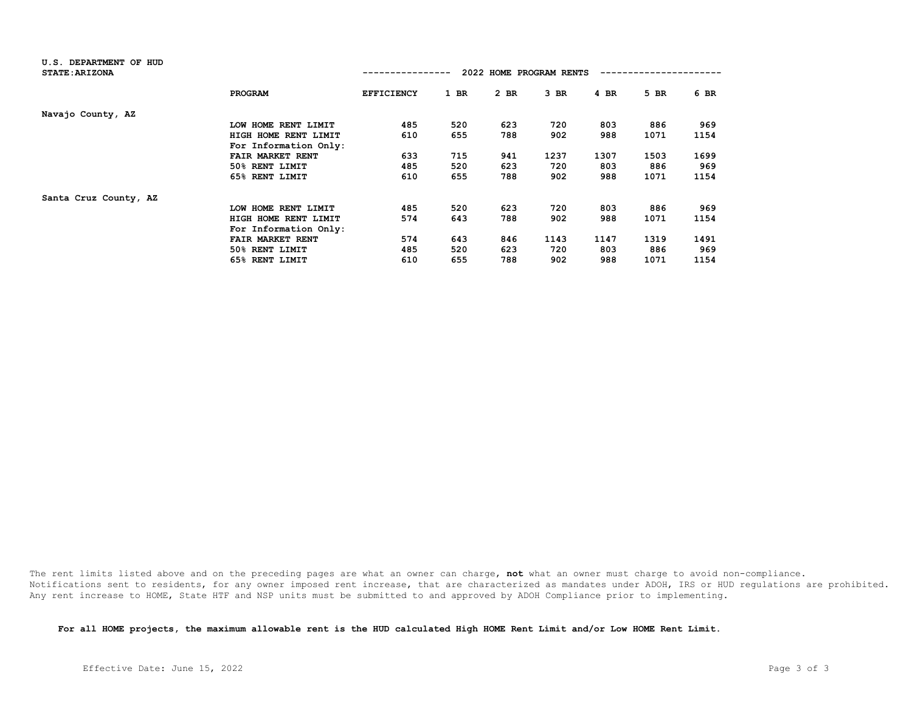U.S. DEPARTMENT OF HUD
STATE: ARIZONA

| | PROGRAM | EFFICIENCY | 1 BR | 2 BR | 3 BR | 4 BR | 5 BR | 6 BR |
|---|---|---|---|---|---|---|---|---|
| | | | | 2022 HOME PROGRAM RENTS | | | | |
| **Navajo County, AZ** | | | | | | | | |
| | LOW HOME RENT LIMIT | 485 | 520 | 623 | 720 | 803 | 886 | 969 |
| | HIGH HOME RENT LIMIT | 610 | 655 | 788 | 902 | 988 | 1071 | 1154 |
| | For Information Only: | | | | | | | |
| | FAIR MARKET RENT | 633 | 715 | 941 | 1237 | 1307 | 1503 | 1699 |
| | 50% RENT LIMIT | 485 | 520 | 623 | 720 | 803 | 886 | 969 |
| | 65% RENT LIMIT | 610 | 655 | 788 | 902 | 988 | 1071 | 1154 |
| **Santa Cruz County, AZ** | | | | | | | | |
| | LOW HOME RENT LIMIT | 485 | 520 | 623 | 720 | 803 | 886 | 969 |
| | HIGH HOME RENT LIMIT | 574 | 643 | 788 | 902 | 988 | 1071 | 1154 |
| | For Information Only: | | | | | | | |
| | FAIR MARKET RENT | 574 | 643 | 846 | 1143 | 1147 | 1319 | 1491 |
| | 50% RENT LIMIT | 485 | 520 | 623 | 720 | 803 | 886 | 969 |
| | 65% RENT LIMIT | 610 | 655 | 788 | 902 | 988 | 1071 | 1154 |

The rent limits listed above and on the preceding pages are what an owner can charge, **not** what an owner must charge to avoid non-compliance. Notifications sent to residents, for any owner imposed rent increase, that are characterized as mandates under ADOH, IRS or HUD regulations are prohibited. Any rent increase to HOME, State HTF and NSP units must be submitted to and approved by ADOH Compliance prior to implementing.

**For all HOME projects, the maximum allowable rent is the HUD calculated High HOME Rent Limit and/or Low HOME Rent Limit.**

Effective Date: June 15, 2022